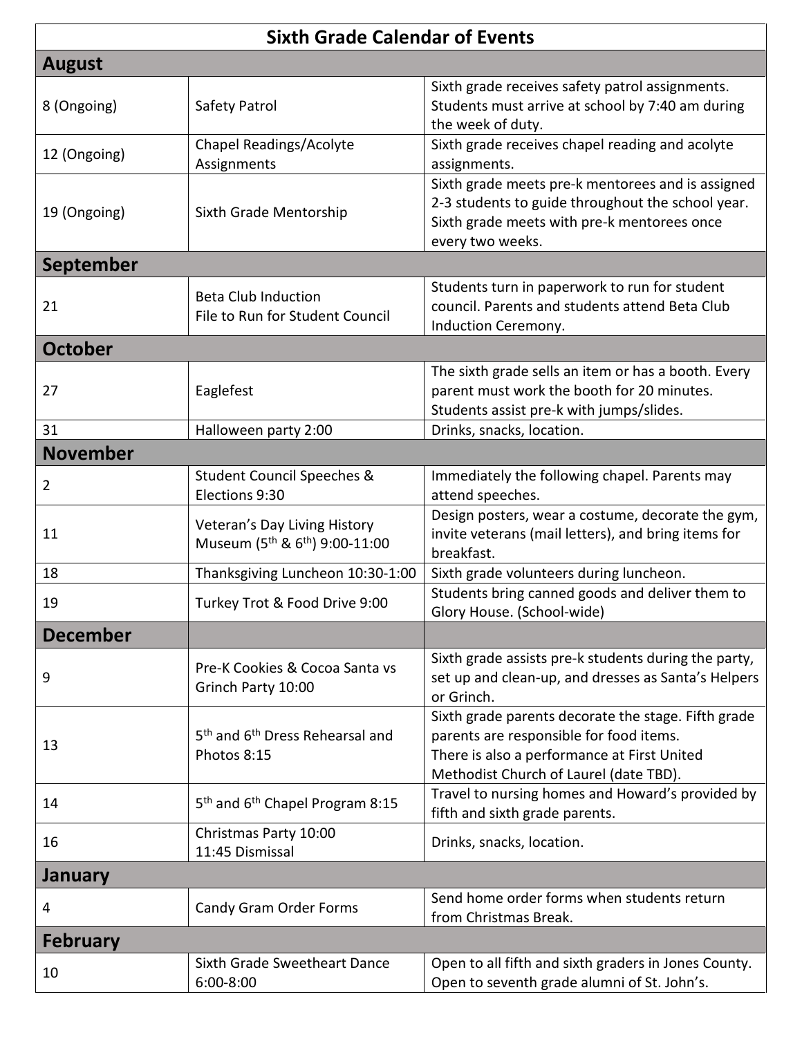# Sixth Grade Calendar of Events

| Date | Event | Details |
| --- | --- | --- |
| **August** | | |
| 8 (Ongoing) | Safety Patrol | Sixth grade receives safety patrol assignments. Students must arrive at school by 7:40 am during the week of duty. |
| 12 (Ongoing) | Chapel Readings/Acolyte Assignments | Sixth grade receives chapel reading and acolyte assignments. |
| 19 (Ongoing) | Sixth Grade Mentorship | Sixth grade meets pre-k mentorees and is assigned 2-3 students to guide throughout the school year. Sixth grade meets with pre-k mentorees once every two weeks. |
| **September** | | |
| 21 | Beta Club Induction<br>File to Run for Student Council | Students turn in paperwork to run for student council. Parents and students attend Beta Club Induction Ceremony. |
| **October** | | |
| 27 | Eaglefest | The sixth grade sells an item or has a booth. Every parent must work the booth for 20 minutes. Students assist pre-k with jumps/slides. |
| 31 | Halloween party 2:00 | Drinks, snacks, location. |
| **November** | | |
| 2 | Student Council Speeches & Elections 9:30 | Immediately the following chapel. Parents may attend speeches. |
| 11 | Veteran's Day Living History Museum (5th & 6th) 9:00-11:00 | Design posters, wear a costume, decorate the gym, invite veterans (mail letters), and bring items for breakfast. |
| 18 | Thanksgiving Luncheon 10:30-1:00 | Sixth grade volunteers during luncheon. |
| 19 | Turkey Trot & Food Drive 9:00 | Students bring canned goods and deliver them to Glory House. (School-wide) |
| **December** | | |
| 9 | Pre-K Cookies & Cocoa Santa vs Grinch Party 10:00 | Sixth grade assists pre-k students during the party, set up and clean-up, and dresses as Santa's Helpers or Grinch. |
| 13 | 5th and 6th Dress Rehearsal and Photos 8:15 | Sixth grade parents decorate the stage. Fifth grade parents are responsible for food items.<br>There is also a performance at First United Methodist Church of Laurel (date TBD). |
| 14 | 5th and 6th Chapel Program 8:15 | Travel to nursing homes and Howard's provided by fifth and sixth grade parents. |
| 16 | Christmas Party 10:00<br>11:45 Dismissal | Drinks, snacks, location. |
| **January** | | |
| 4 | Candy Gram Order Forms | Send home order forms when students return from Christmas Break. |
| **February** | | |
| 10 | Sixth Grade Sweetheart Dance 6:00-8:00 | Open to all fifth and sixth graders in Jones County. Open to seventh grade alumni of St. John's. |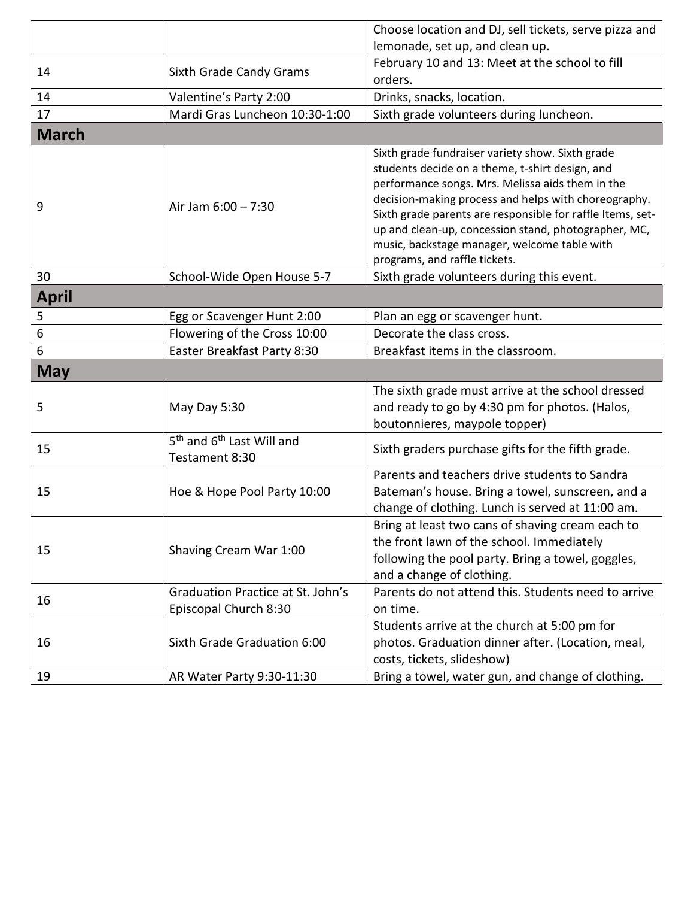| | | |
|---|---|---|
| | | Choose location and DJ, sell tickets, serve pizza and lemonade, set up, and clean up. |
| 14 | Sixth Grade Candy Grams | February 10 and 13: Meet at the school to fill orders. |
| 14 | Valentine's Party 2:00 | Drinks, snacks, location. |
| 17 | Mardi Gras Luncheon 10:30-1:00 | Sixth grade volunteers during luncheon. |
| **March** | | |
| 9 | Air Jam 6:00 – 7:30 | Sixth grade fundraiser variety show. Sixth grade students decide on a theme, t-shirt design, and performance songs. Mrs. Melissa aids them in the decision-making process and helps with choreography. Sixth grade parents are responsible for raffle Items, set-up and clean-up, concession stand, photographer, MC, music, backstage manager, welcome table with programs, and raffle tickets. |
| 30 | School-Wide Open House 5-7 | Sixth grade volunteers during this event. |
| **April** | | |
| 5 | Egg or Scavenger Hunt 2:00 | Plan an egg or scavenger hunt. |
| 6 | Flowering of the Cross 10:00 | Decorate the class cross. |
| 6 | Easter Breakfast Party 8:30 | Breakfast items in the classroom. |
| **May** | | |
| 5 | May Day 5:30 | The sixth grade must arrive at the school dressed and ready to go by 4:30 pm for photos. (Halos, boutonnieres, maypole topper) |
| 15 | 5th and 6th Last Will and Testament 8:30 | Sixth graders purchase gifts for the fifth grade. |
| 15 | Hoe & Hope Pool Party 10:00 | Parents and teachers drive students to Sandra Bateman's house. Bring a towel, sunscreen, and a change of clothing. Lunch is served at 11:00 am. |
| 15 | Shaving Cream War 1:00 | Bring at least two cans of shaving cream each to the front lawn of the school. Immediately following the pool party. Bring a towel, goggles, and a change of clothing. |
| 16 | Graduation Practice at St. John's Episcopal Church 8:30 | Parents do not attend this. Students need to arrive on time. |
| 16 | Sixth Grade Graduation 6:00 | Students arrive at the church at 5:00 pm for photos. Graduation dinner after. (Location, meal, costs, tickets, slideshow) |
| 19 | AR Water Party 9:30-11:30 | Bring a towel, water gun, and change of clothing. |